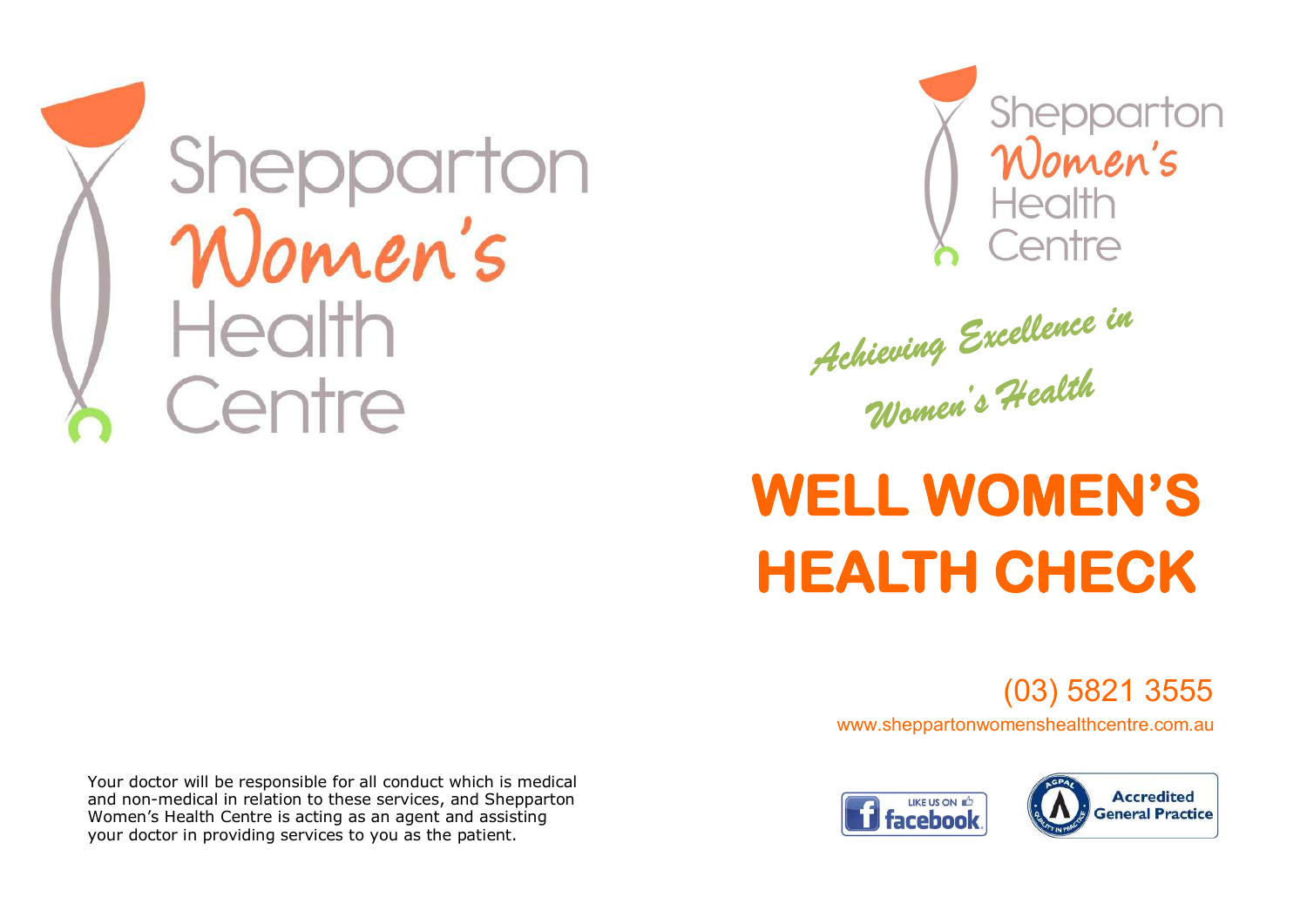Shepparton Women's Health Centre

Your doctor will be responsible for all conduct which is medical and non-medical in relation to these services, and Shepparton Women's Health Centre is acting as an agent and assisting your doctor in providing services to you as the patient.

Shepparton Women's Health Centre

*Achieving Excellence in Women's Health*

# WELL WOMEN'S HEALTH CHECK

(03) 5821 3555

www.sheppartonwomenshealthcentre.com.au

LIKE US ON facebook

Accredited General Practice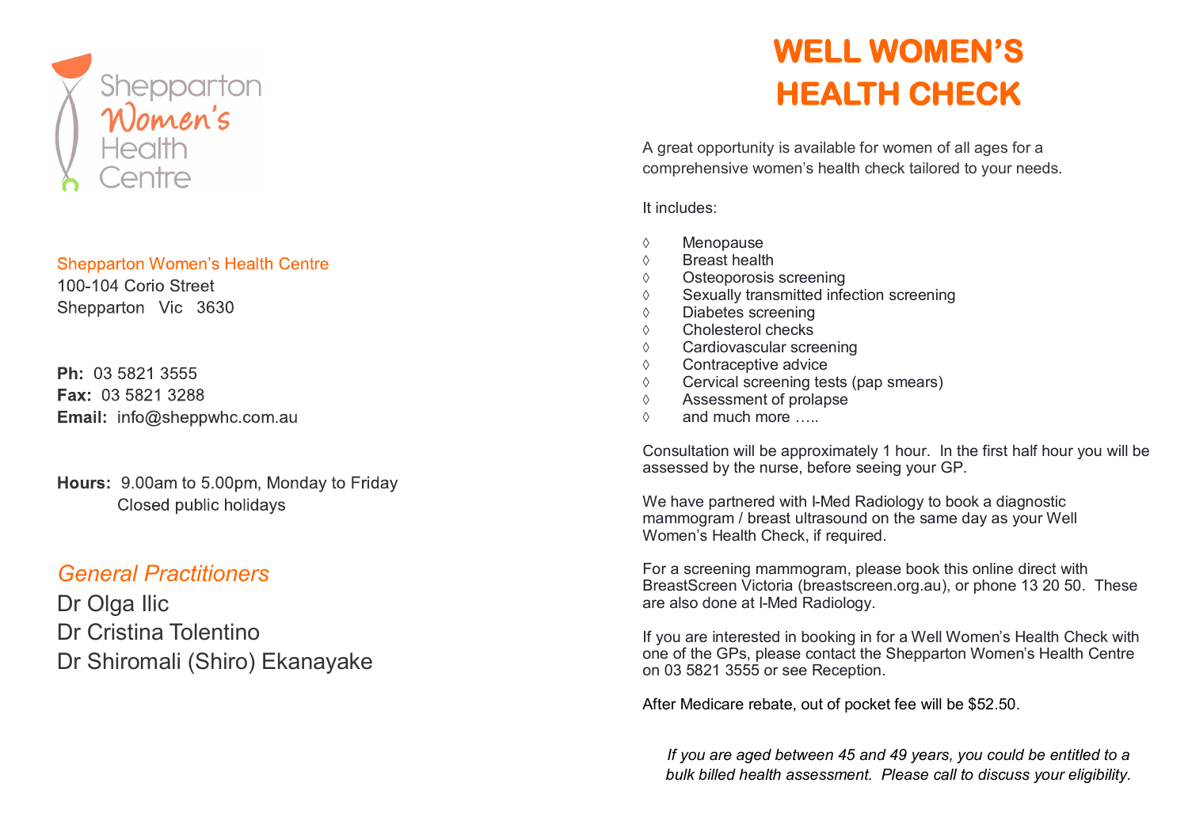Shepparton Women's Health Centre

Shepparton Women's Health Centre
100-104 Corio Street
Shepparton Vic 3630

**Ph:** 03 5821 3555
**Fax:** 03 5821 3288
**Email:** info@sheppwhc.com.au

**Hours:** 9.00am to 5.00pm, Monday to Friday
Closed public holidays

*General Practitioners*

Dr Olga Ilic
Dr Cristina Tolentino
Dr Shiromali (Shiro) Ekanayake

# WELL WOMEN'S HEALTH CHECK

A great opportunity is available for women of all ages for a comprehensive women's health check tailored to your needs.

It includes:

- Menopause
- Breast health
- Osteoporosis screening
- Sexually transmitted infection screening
- Diabetes screening
- Cholesterol checks
- Cardiovascular screening
- Contraceptive advice
- Cervical screening tests (pap smears)
- Assessment of prolapse
- and much more …..

Consultation will be approximately 1 hour. In the first half hour you will be assessed by the nurse, before seeing your GP.

We have partnered with I-Med Radiology to book a diagnostic mammogram / breast ultrasound on the same day as your Well Women's Health Check, if required.

For a screening mammogram, please book this online direct with BreastScreen Victoria (breastscreen.org.au), or phone 13 20 50. These are also done at I-Med Radiology.

If you are interested in booking in for a Well Women's Health Check with one of the GPs, please contact the Shepparton Women's Health Centre on 03 5821 3555 or see Reception.

After Medicare rebate, out of pocket fee will be $52.50.

*If you are aged between 45 and 49 years, you could be entitled to a bulk billed health assessment. Please call to discuss your eligibility.*